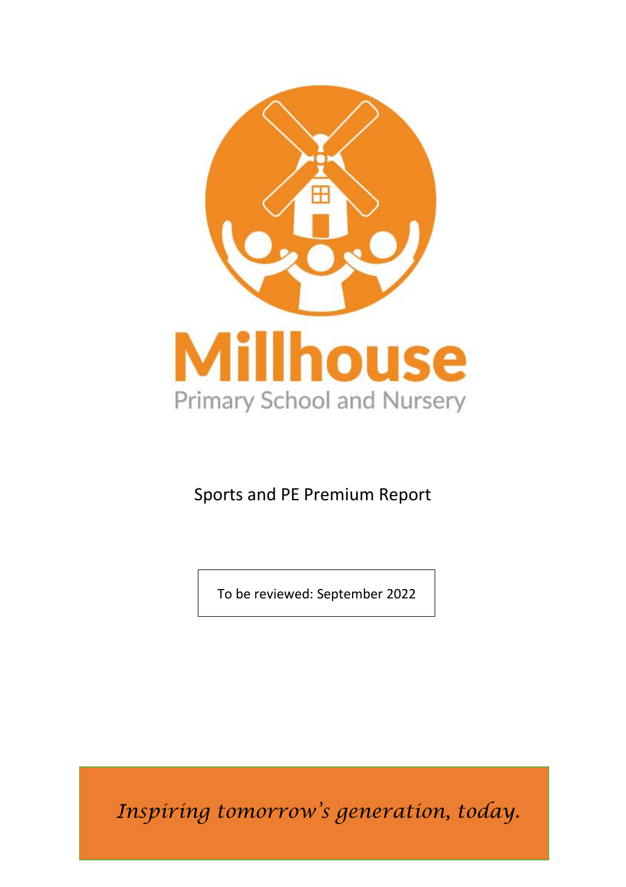# Millhouse

Primary School and Nursery

## Sports and PE Premium Report

To be reviewed: September 2022

*Inspiring tomorrow's generation, today.*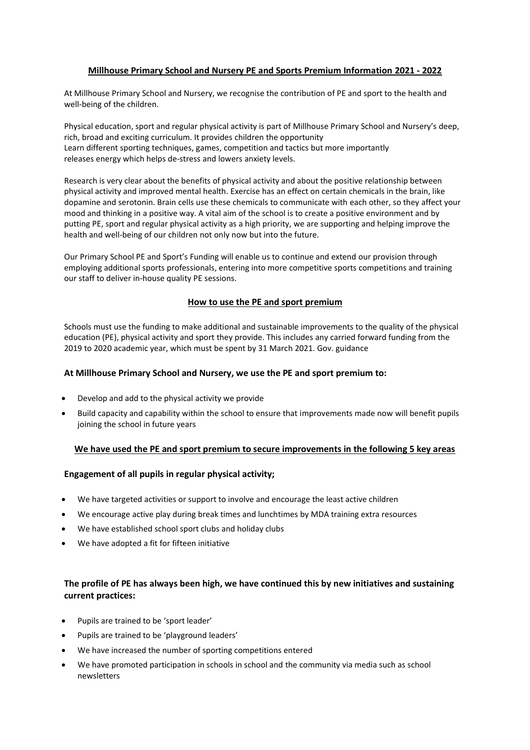# **Millhouse Primary School and Nursery PE and Sports Premium Information 2021 - 2022**

At Millhouse Primary School and Nursery, we recognise the contribution of PE and sport to the health and well-being of the children.

Physical education, sport and regular physical activity is part of Millhouse Primary School and Nursery's deep, rich, broad and exciting curriculum. It provides children the opportunity
Learn different sporting techniques, games, competition and tactics but more importantly
releases energy which helps de-stress and lowers anxiety levels.

Research is very clear about the benefits of physical activity and about the positive relationship between physical activity and improved mental health. Exercise has an effect on certain chemicals in the brain, like dopamine and serotonin. Brain cells use these chemicals to communicate with each other, so they affect your mood and thinking in a positive way. A vital aim of the school is to create a positive environment and by putting PE, sport and regular physical activity as a high priority, we are supporting and helping improve the health and well-being of our children not only now but into the future.

Our Primary School PE and Sport's Funding will enable us to continue and extend our provision through employing additional sports professionals, entering into more competitive sports competitions and training our staff to deliver in-house quality PE sessions.

## **How to use the PE and sport premium**

Schools must use the funding to make additional and sustainable improvements to the quality of the physical education (PE), physical activity and sport they provide. This includes any carried forward funding from the 2019 to 2020 academic year, which must be spent by 31 March 2021. Gov. guidance

### **At Millhouse Primary School and Nursery, we use the PE and sport premium to:**

- Develop and add to the physical activity we provide
- Build capacity and capability within the school to ensure that improvements made now will benefit pupils joining the school in future years

### **We have used the PE and sport premium to secure improvements in the following 5 key areas**

### **Engagement of all pupils in regular physical activity;**

- We have targeted activities or support to involve and encourage the least active children
- We encourage active play during break times and lunchtimes by MDA training extra resources
- We have established school sport clubs and holiday clubs
- We have adopted a fit for fifteen initiative

### **The profile of PE has always been high, we have continued this by new initiatives and sustaining current practices:**

- Pupils are trained to be 'sport leader'
- Pupils are trained to be 'playground leaders'
- We have increased the number of sporting competitions entered
- We have promoted participation in schools in school and the community via media such as school newsletters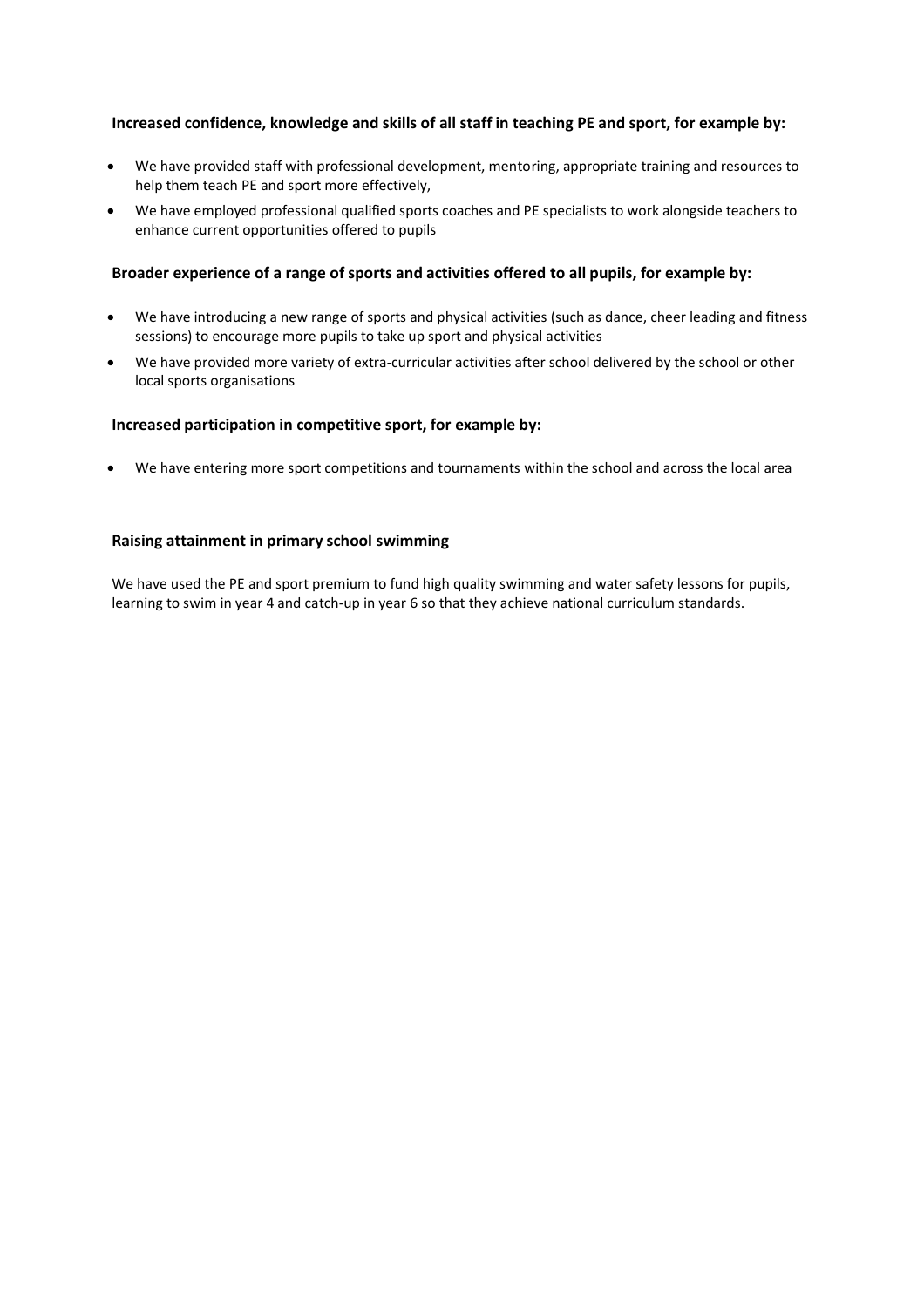**Increased confidence, knowledge and skills of all staff in teaching PE and sport, for example by:**

- We have provided staff with professional development, mentoring, appropriate training and resources to help them teach PE and sport more effectively,
- We have employed professional qualified sports coaches and PE specialists to work alongside teachers to enhance current opportunities offered to pupils

**Broader experience of a range of sports and activities offered to all pupils, for example by:**

- We have introducing a new range of sports and physical activities (such as dance, cheer leading and fitness sessions) to encourage more pupils to take up sport and physical activities
- We have provided more variety of extra-curricular activities after school delivered by the school or other local sports organisations

**Increased participation in competitive sport, for example by:**

- We have entering more sport competitions and tournaments within the school and across the local area

**Raising attainment in primary school swimming**

We have used the PE and sport premium to fund high quality swimming and water safety lessons for pupils, learning to swim in year 4 and catch-up in year 6 so that they achieve national curriculum standards.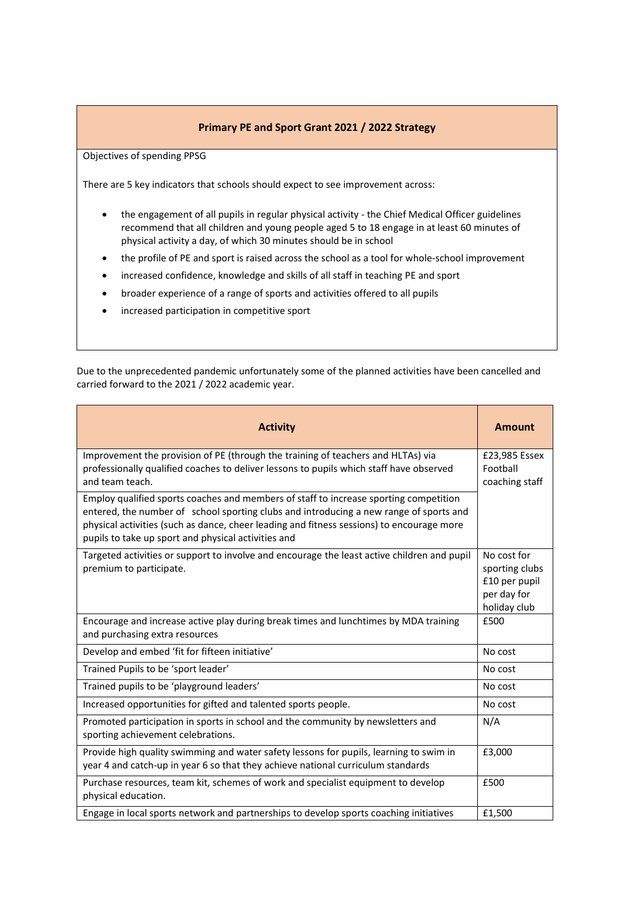| **Primary PE and Sport Grant 2021 / 2022 Strategy** |
|---|
| Objectives of spending PPSG<br><br>There are 5 key indicators that schools should expect to see improvement across:<br><br>• the engagement of all pupils in regular physical activity - the Chief Medical Officer guidelines recommend that all children and young people aged 5 to 18 engage in at least 60 minutes of physical activity a day, of which 30 minutes should be in school<br>• the profile of PE and sport is raised across the school as a tool for whole-school improvement<br>• increased confidence, knowledge and skills of all staff in teaching PE and sport<br>• broader experience of a range of sports and activities offered to all pupils<br>• increased participation in competitive sport |

Due to the unprecedented pandemic unfortunately some of the planned activities have been cancelled and carried forward to the 2021 / 2022 academic year.

| **Activity** | **Amount** |
|---|---|
| Improvement the provision of PE (through the training of teachers and HLTAs) via professionally qualified coaches to deliver lessons to pupils which staff have observed and team teach. | £23,985 Essex Football coaching staff |
| Employ qualified sports coaches and members of staff to increase sporting competition entered, the number of school sporting clubs and introducing a new range of sports and physical activities (such as dance, cheer leading and fitness sessions) to encourage more pupils to take up sport and physical activities and | |
| Targeted activities or support to involve and encourage the least active children and pupil premium to participate. | No cost for sporting clubs £10 per pupil per day for holiday club |
| Encourage and increase active play during break times and lunchtimes by MDA training and purchasing extra resources | £500 |
| Develop and embed 'fit for fifteen initiative' | No cost |
| Trained Pupils to be 'sport leader' | No cost |
| Trained pupils to be 'playground leaders' | No cost |
| Increased opportunities for gifted and talented sports people. | No cost |
| Promoted participation in sports in school and the community by newsletters and sporting achievement celebrations. | N/A |
| Provide high quality swimming and water safety lessons for pupils, learning to swim in year 4 and catch-up in year 6 so that they achieve national curriculum standards | £3,000 |
| Purchase resources, team kit, schemes of work and specialist equipment to develop physical education. | £500 |
| Engage in local sports network and partnerships to develop sports coaching initiatives | £1,500 |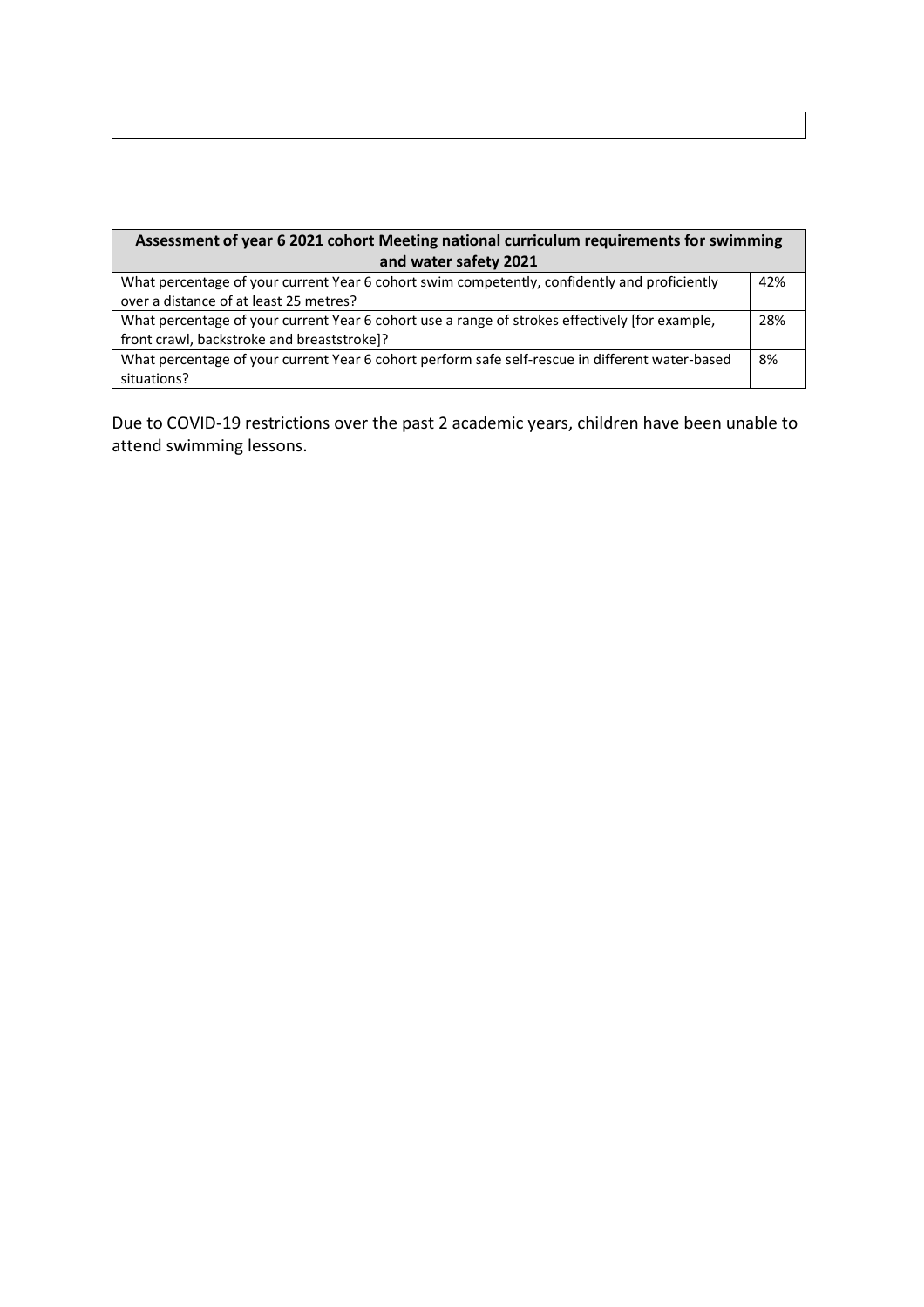| | |
|---|---|
| | |

| Assessment of year 6 2021 cohort Meeting national curriculum requirements for swimming and water safety 2021 | |
|---|---|
| What percentage of your current Year 6 cohort swim competently, confidently and proficiently over a distance of at least 25 metres? | 42% |
| What percentage of your current Year 6 cohort use a range of strokes effectively [for example, front crawl, backstroke and breaststroke]? | 28% |
| What percentage of your current Year 6 cohort perform safe self-rescue in different water-based situations? | 8% |

Due to COVID-19 restrictions over the past 2 academic years, children have been unable to attend swimming lessons.